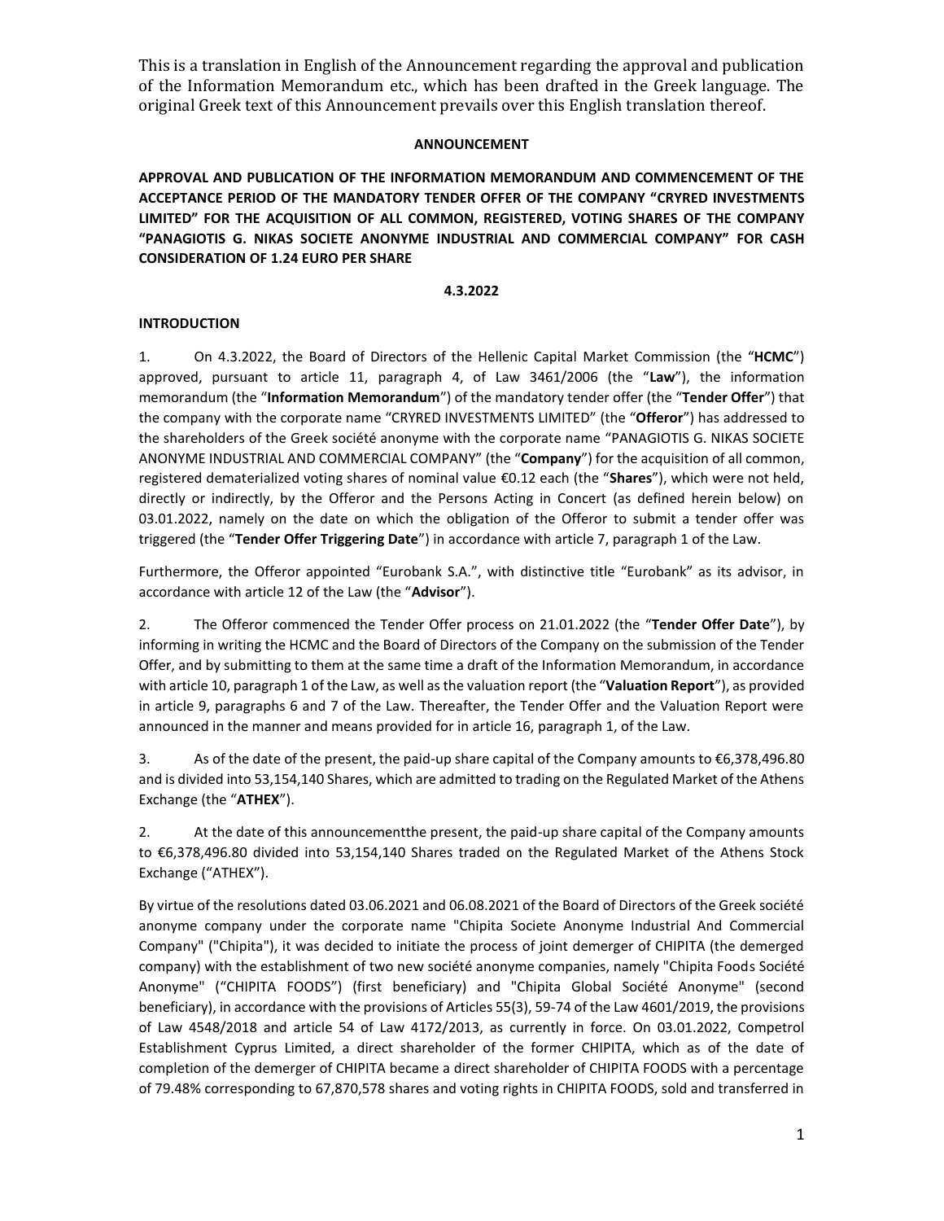This is a translation in English of the Announcement regarding the approval and publication of the Information Memorandum etc., which has been drafted in the Greek language. The original Greek text of this Announcement prevails over this English translation thereof.

**ANNOUNCEMENT**

**APPROVAL AND PUBLICATION OF THE INFORMATION MEMORANDUM AND COMMENCEMENT OF THE ACCEPTANCE PERIOD OF THE MANDATORY TENDER OFFER OF THE COMPANY "CRYRED INVESTMENTS LIMITED" FOR THE ACQUISITION OF ALL COMMON, REGISTERED, VOTING SHARES OF THE COMPANY "PANAGIOTIS G. NIKAS SOCIETE ANONYME INDUSTRIAL AND COMMERCIAL COMPANY" FOR CASH CONSIDERATION OF 1.24 EURO PER SHARE**

**4.3.2022**

**INTRODUCTION**

1. On 4.3.2022, the Board of Directors of the Hellenic Capital Market Commission (the "**HCMC**") approved, pursuant to article 11, paragraph 4, of Law 3461/2006 (the "**Law**"), the information memorandum (the "**Information Memorandum**") of the mandatory tender offer (the "**Tender Offer**") that the company with the corporate name "CRYRED INVESTMENTS LIMITED" (the "**Offeror**") has addressed to the shareholders of the Greek société anonyme with the corporate name "PANAGIOTIS G. NIKAS SOCIETE ANONYME INDUSTRIAL AND COMMERCIAL COMPANY" (the "**Company**") for the acquisition of all common, registered dematerialized voting shares of nominal value €0.12 each (the "**Shares**"), which were not held, directly or indirectly, by the Offeror and the Persons Acting in Concert (as defined herein below) on 03.01.2022, namely on the date on which the obligation of the Offeror to submit a tender offer was triggered (the "**Tender Offer Triggering Date**") in accordance with article 7, paragraph 1 of the Law.

Furthermore, the Offeror appointed "Eurobank S.A.", with distinctive title "Eurobank" as its advisor, in accordance with article 12 of the Law (the "**Advisor**").

2. The Offeror commenced the Tender Offer process on 21.01.2022 (the "**Tender Offer Date**"), by informing in writing the HCMC and the Board of Directors of the Company on the submission of the Tender Offer, and by submitting to them at the same time a draft of the Information Memorandum, in accordance with article 10, paragraph 1 of the Law, as well as the valuation report (the "**Valuation Report**"), as provided in article 9, paragraphs 6 and 7 of the Law. Thereafter, the Tender Offer and the Valuation Report were announced in the manner and means provided for in article 16, paragraph 1, of the Law.

3. As of the date of the present, the paid-up share capital of the Company amounts to €6,378,496.80 and is divided into 53,154,140 Shares, which are admitted to trading on the Regulated Market of the Athens Exchange (the "**ATHEX**").

2. At the date of this announcementthe present, the paid-up share capital of the Company amounts to €6,378,496.80 divided into 53,154,140 Shares traded on the Regulated Market of the Athens Stock Exchange ("ATHEX").

By virtue of the resolutions dated 03.06.2021 and 06.08.2021 of the Board of Directors of the Greek société anonyme company under the corporate name "Chipita Societe Anonyme Industrial And Commercial Company" ("Chipita"), it was decided to initiate the process of joint demerger of CHIPITA (the demerged company) with the establishment of two new société anonyme companies, namely "Chipita Foods Société Anonyme" ("CHIPITA FOODS") (first beneficiary) and "Chipita Global Société Anonyme" (second beneficiary), in accordance with the provisions of Articles 55(3), 59-74 of the Law 4601/2019, the provisions of Law 4548/2018 and article 54 of Law 4172/2013, as currently in force. On 03.01.2022, Competrol Establishment Cyprus Limited, a direct shareholder of the former CHIPITA, which as of the date of completion of the demerger of CHIPITA became a direct shareholder of CHIPITA FOODS with a percentage of 79.48% corresponding to 67,870,578 shares and voting rights in CHIPITA FOODS, sold and transferred in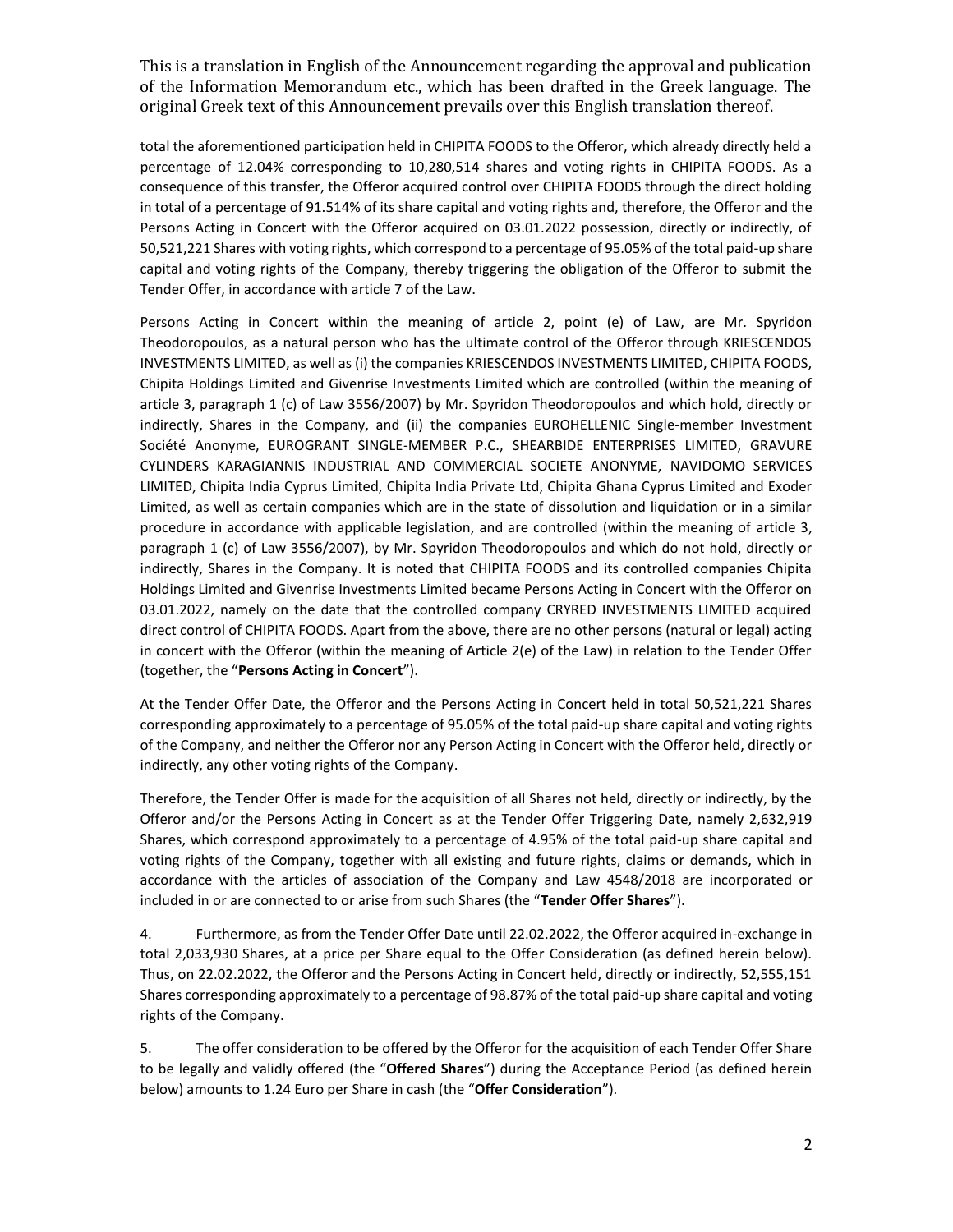total the aforementioned participation held in CHIPITA FOODS to the Offeror, which already directly held a percentage of 12.04% corresponding to 10,280,514 shares and voting rights in CHIPITA FOODS. As a consequence of this transfer, the Offeror acquired control over CHIPITA FOODS through the direct holding in total of a percentage of 91.514% of its share capital and voting rights and, therefore, the Offeror and the Persons Acting in Concert with the Offeror acquired on 03.01.2022 possession, directly or indirectly, of 50,521,221 Shares with voting rights, which correspond to a percentage of 95.05% of the total paid-up share capital and voting rights of the Company, thereby triggering the obligation of the Offeror to submit the Tender Offer, in accordance with article 7 of the Law.

Persons Acting in Concert within the meaning of article 2, point (e) of Law, are Mr. Spyridon Theodoropoulos, as a natural person who has the ultimate control of the Offeror through KRIESCENDOS INVESTMENTS LIMITED, as well as (i) the companies KRIESCENDOS INVESTMENTS LIMITED, CHIPITA FOODS, Chipita Holdings Limited and Givenrise Investments Limited which are controlled (within the meaning of article 3, paragraph 1 (c) of Law 3556/2007) by Mr. Spyridon Theodoropoulos and which hold, directly or indirectly, Shares in the Company, and (ii) the companies EUROHELLENIC Single-member Investment Société Anonyme, EUROGRANT SINGLE-MEMBER P.C., SHEARBIDE ENTERPRISES LIMITED, GRAVURE CYLINDERS KARAGIANNIS INDUSTRIAL AND COMMERCIAL SOCIETE ANONYME, NAVIDOMO SERVICES LIMITED, Chipita India Cyprus Limited, Chipita India Private Ltd, Chipita Ghana Cyprus Limited and Exoder Limited, as well as certain companies which are in the state of dissolution and liquidation or in a similar procedure in accordance with applicable legislation, and are controlled (within the meaning of article 3, paragraph 1 (c) of Law 3556/2007), by Mr. Spyridon Theodoropoulos and which do not hold, directly or indirectly, Shares in the Company. It is noted that CHIPITA FOODS and its controlled companies Chipita Holdings Limited and Givenrise Investments Limited became Persons Acting in Concert with the Offeror on 03.01.2022, namely on the date that the controlled company CRYRED INVESTMENTS LIMITED acquired direct control of CHIPITA FOODS. Apart from the above, there are no other persons (natural or legal) acting in concert with the Offeror (within the meaning of Article 2(e) of the Law) in relation to the Tender Offer (together, the "**Persons Acting in Concert**").

At the Tender Offer Date, the Offeror and the Persons Acting in Concert held in total 50,521,221 Shares corresponding approximately to a percentage of 95.05% of the total paid-up share capital and voting rights of the Company, and neither the Offeror nor any Person Acting in Concert with the Offeror held, directly or indirectly, any other voting rights of the Company.

Therefore, the Tender Offer is made for the acquisition of all Shares not held, directly or indirectly, by the Offeror and/or the Persons Acting in Concert as at the Tender Offer Triggering Date, namely 2,632,919 Shares, which correspond approximately to a percentage of 4.95% of the total paid-up share capital and voting rights of the Company, together with all existing and future rights, claims or demands, which in accordance with the articles of association of the Company and Law 4548/2018 are incorporated or included in or are connected to or arise from such Shares (the "**Tender Offer Shares**").

4. Furthermore, as from the Tender Offer Date until 22.02.2022, the Offeror acquired in-exchange in total 2,033,930 Shares, at a price per Share equal to the Offer Consideration (as defined herein below). Thus, on 22.02.2022, the Offeror and the Persons Acting in Concert held, directly or indirectly, 52,555,151 Shares corresponding approximately to a percentage of 98.87% of the total paid-up share capital and voting rights of the Company.

5. The offer consideration to be offered by the Offeror for the acquisition of each Tender Offer Share to be legally and validly offered (the "**Offered Shares**") during the Acceptance Period (as defined herein below) amounts to 1.24 Euro per Share in cash (the "**Offer Consideration**").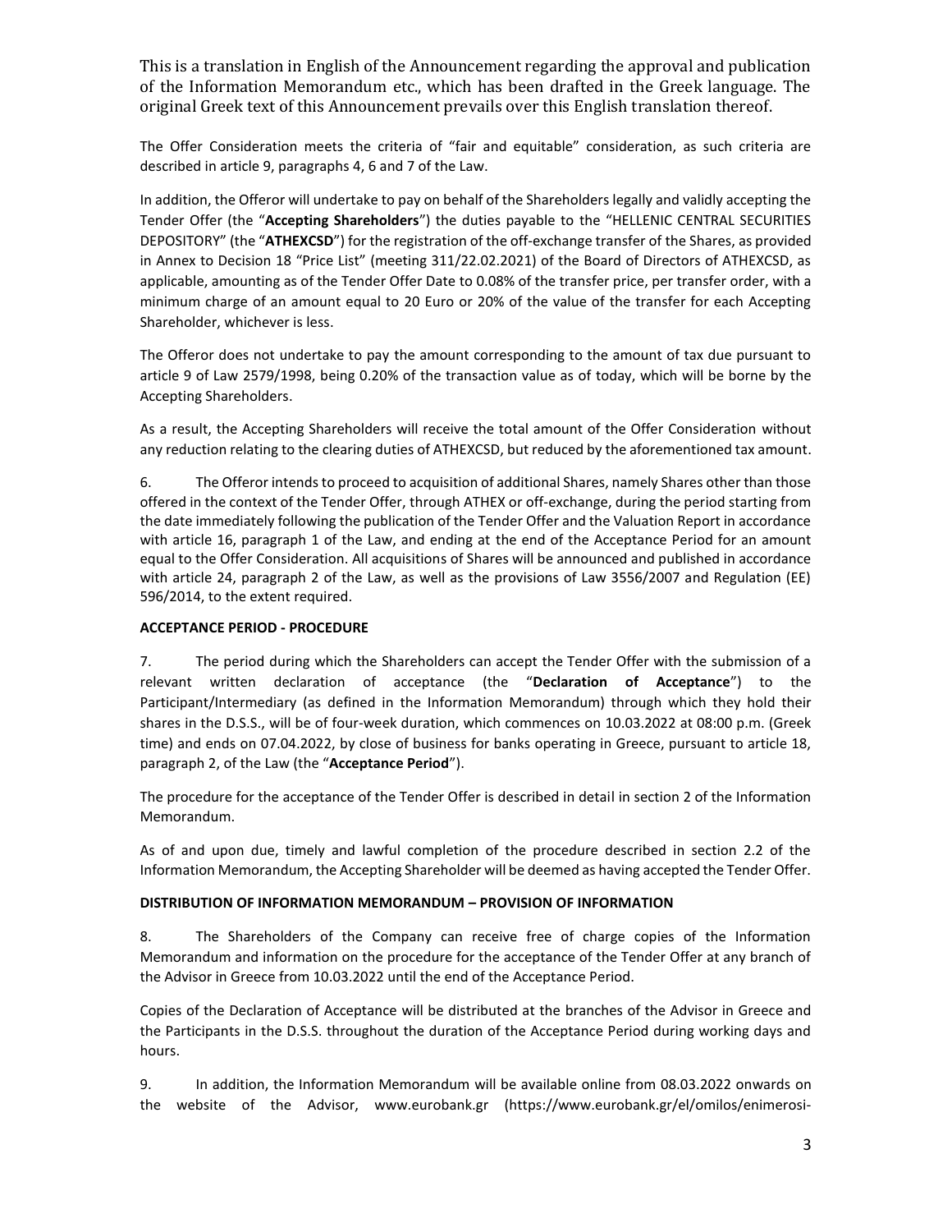This is a translation in English of the Announcement regarding the approval and publication of the Information Memorandum etc., which has been drafted in the Greek language. The original Greek text of this Announcement prevails over this English translation thereof.

The Offer Consideration meets the criteria of "fair and equitable" consideration, as such criteria are described in article 9, paragraphs 4, 6 and 7 of the Law.

In addition, the Offeror will undertake to pay on behalf of the Shareholders legally and validly accepting the Tender Offer (the "**Accepting Shareholders**") the duties payable to the "HELLENIC CENTRAL SECURITIES DEPOSITORY" (the "**ATHEXCSD**") for the registration of the off-exchange transfer of the Shares, as provided in Annex to Decision 18 "Price List" (meeting 311/22.02.2021) of the Board of Directors of ATHEXCSD, as applicable, amounting as of the Tender Offer Date to 0.08% of the transfer price, per transfer order, with a minimum charge of an amount equal to 20 Euro or 20% of the value of the transfer for each Accepting Shareholder, whichever is less.

The Offeror does not undertake to pay the amount corresponding to the amount of tax due pursuant to article 9 of Law 2579/1998, being 0.20% of the transaction value as of today, which will be borne by the Accepting Shareholders.

As a result, the Accepting Shareholders will receive the total amount of the Offer Consideration without any reduction relating to the clearing duties of ATHEXCSD, but reduced by the aforementioned tax amount.

6. The Offeror intends to proceed to acquisition of additional Shares, namely Shares other than those offered in the context of the Tender Offer, through ATHEX or off-exchange, during the period starting from the date immediately following the publication of the Tender Offer and the Valuation Report in accordance with article 16, paragraph 1 of the Law, and ending at the end of the Acceptance Period for an amount equal to the Offer Consideration. All acquisitions of Shares will be announced and published in accordance with article 24, paragraph 2 of the Law, as well as the provisions of Law 3556/2007 and Regulation (EE) 596/2014, to the extent required.

**ACCEPTANCE PERIOD - PROCEDURE**

7. The period during which the Shareholders can accept the Tender Offer with the submission of a relevant written declaration of acceptance (the "**Declaration of Acceptance**") to the Participant/Intermediary (as defined in the Information Memorandum) through which they hold their shares in the D.S.S., will be of four-week duration, which commences on 10.03.2022 at 08:00 p.m. (Greek time) and ends on 07.04.2022, by close of business for banks operating in Greece, pursuant to article 18, paragraph 2, of the Law (the "**Acceptance Period**").

The procedure for the acceptance of the Tender Offer is described in detail in section 2 of the Information Memorandum.

As of and upon due, timely and lawful completion of the procedure described in section 2.2 of the Information Memorandum, the Accepting Shareholder will be deemed as having accepted the Tender Offer.

**DISTRIBUTION OF INFORMATION MEMORANDUM – PROVISION OF INFORMATION**

8. The Shareholders of the Company can receive free of charge copies of the Information Memorandum and information on the procedure for the acceptance of the Tender Offer at any branch of the Advisor in Greece from 10.03.2022 until the end of the Acceptance Period.

Copies of the Declaration of Acceptance will be distributed at the branches of the Advisor in Greece and the Participants in the D.S.S. throughout the duration of the Acceptance Period during working days and hours.

9. In addition, the Information Memorandum will be available online from 08.03.2022 onwards on the website of the Advisor, www.eurobank.gr (https://www.eurobank.gr/el/omilos/enimerosi-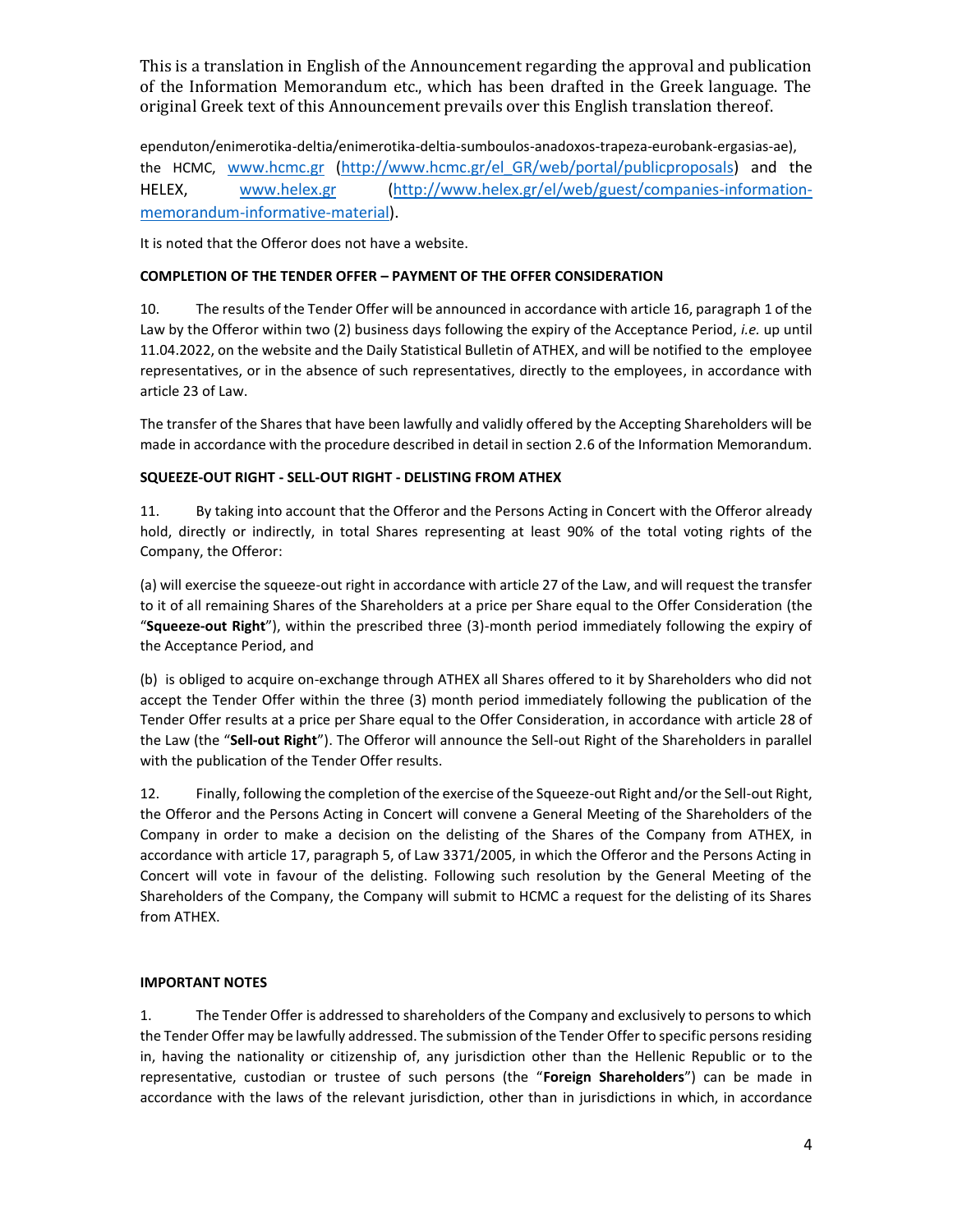ependuton/enimerotika-deltia/enimerotika-deltia-sumboulos-anadoxos-trapeza-eurobank-ergasias-ae), the HCMC, [www.hcmc.gr](http://www.hcmc.gr) ([http://www.hcmc.gr/el_GR/web/portal/publicproposals](http://www.hcmc.gr/el_GR/web/portal/publicproposals)) and the HELEX, [www.helex.gr](http://www.helex.gr) ([http://www.helex.gr/el/web/guest/companies-information-memorandum-informative-material](http://www.helex.gr/el/web/guest/companies-information-memorandum-informative-material)).

It is noted that the Offeror does not have a website.

**COMPLETION OF THE TENDER OFFER – PAYMENT OF THE OFFER CONSIDERATION**

10. The results of the Tender Offer will be announced in accordance with article 16, paragraph 1 of the Law by the Offeror within two (2) business days following the expiry of the Acceptance Period, *i.e.* up until 11.04.2022, on the website and the Daily Statistical Bulletin of ATHEX, and will be notified to the employee representatives, or in the absence of such representatives, directly to the employees, in accordance with article 23 of Law.

The transfer of the Shares that have been lawfully and validly offered by the Accepting Shareholders will be made in accordance with the procedure described in detail in section 2.6 of the Information Memorandum.

**SQUEEZE-OUT RIGHT - SELL-OUT RIGHT - DELISTING FROM ATHEX**

11. By taking into account that the Offeror and the Persons Acting in Concert with the Offeror already hold, directly or indirectly, in total Shares representing at least 90% of the total voting rights of the Company, the Offeror:

(a) will exercise the squeeze-out right in accordance with article 27 of the Law, and will request the transfer to it of all remaining Shares of the Shareholders at a price per Share equal to the Offer Consideration (the "**Squeeze-out Right**"), within the prescribed three (3)-month period immediately following the expiry of the Acceptance Period, and

(b) is obliged to acquire on-exchange through ATHEX all Shares offered to it by Shareholders who did not accept the Tender Offer within the three (3) month period immediately following the publication of the Tender Offer results at a price per Share equal to the Offer Consideration, in accordance with article 28 of the Law (the "**Sell-out Right**"). The Offeror will announce the Sell-out Right of the Shareholders in parallel with the publication of the Tender Offer results.

12. Finally, following the completion of the exercise of the Squeeze-out Right and/or the Sell-out Right, the Offeror and the Persons Acting in Concert will convene a General Meeting of the Shareholders of the Company in order to make a decision on the delisting of the Shares of the Company from ATHEX, in accordance with article 17, paragraph 5, of Law 3371/2005, in which the Offeror and the Persons Acting in Concert will vote in favour of the delisting. Following such resolution by the General Meeting of the Shareholders of the Company, the Company will submit to HCMC a request for the delisting of its Shares from ATHEX.

**IMPORTANT NOTES**

1. The Tender Offer is addressed to shareholders of the Company and exclusively to persons to which the Tender Offer may be lawfully addressed. The submission of the Tender Offer to specific persons residing in, having the nationality or citizenship of, any jurisdiction other than the Hellenic Republic or to the representative, custodian or trustee of such persons (the "**Foreign Shareholders**") can be made in accordance with the laws of the relevant jurisdiction, other than in jurisdictions in which, in accordance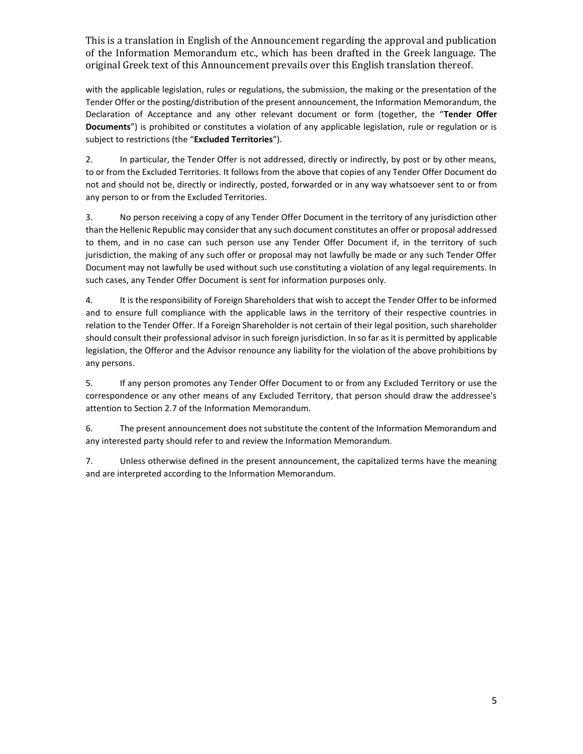with the applicable legislation, rules or regulations, the submission, the making or the presentation of the Tender Offer or the posting/distribution of the present announcement, the Information Memorandum, the Declaration of Acceptance and any other relevant document or form (together, the "**Tender Offer Documents**") is prohibited or constitutes a violation of any applicable legislation, rule or regulation or is subject to restrictions (the "**Excluded Territories**").

2. In particular, the Tender Offer is not addressed, directly or indirectly, by post or by other means, to or from the Excluded Territories. It follows from the above that copies of any Tender Offer Document do not and should not be, directly or indirectly, posted, forwarded or in any way whatsoever sent to or from any person to or from the Excluded Territories.

3. No person receiving a copy of any Tender Offer Document in the territory of any jurisdiction other than the Hellenic Republic may consider that any such document constitutes an offer or proposal addressed to them, and in no case can such person use any Tender Offer Document if, in the territory of such jurisdiction, the making of any such offer or proposal may not lawfully be made or any such Tender Offer Document may not lawfully be used without such use constituting a violation of any legal requirements. In such cases, any Tender Offer Document is sent for information purposes only.

4. It is the responsibility of Foreign Shareholders that wish to accept the Tender Offer to be informed and to ensure full compliance with the applicable laws in the territory of their respective countries in relation to the Tender Offer. If a Foreign Shareholder is not certain of their legal position, such shareholder should consult their professional advisor in such foreign jurisdiction. In so far as it is permitted by applicable legislation, the Offeror and the Advisor renounce any liability for the violation of the above prohibitions by any persons.

5. If any person promotes any Tender Offer Document to or from any Excluded Territory or use the correspondence or any other means of any Excluded Territory, that person should draw the addressee's attention to Section 2.7 of the Information Memorandum.

6. The present announcement does not substitute the content of the Information Memorandum and any interested party should refer to and review the Information Memorandum.

7. Unless otherwise defined in the present announcement, the capitalized terms have the meaning and are interpreted according to the Information Memorandum.